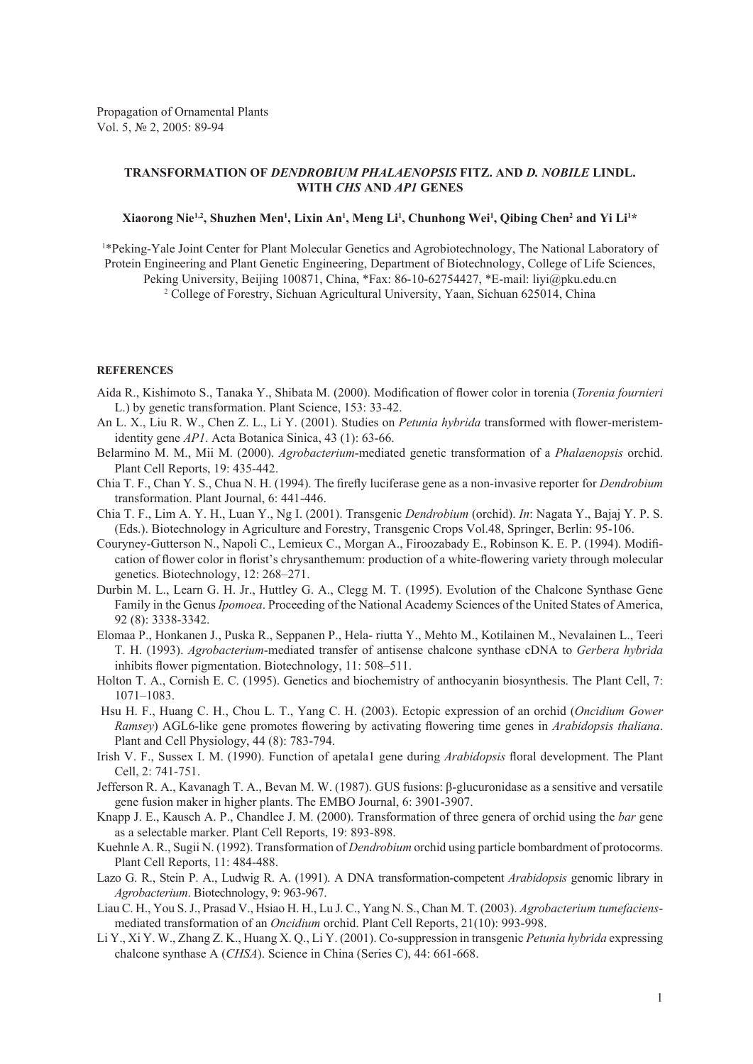Propagation of Ornamental Plants
Vol. 5, № 2, 2005: 89-94

# TRANSFORMATION OF *DENDROBIUM PHALAENOPSIS* FITZ. AND *D. NOBILE* LINDL. WITH *CHS* AND *AP1* GENES

**Xiaorong Nie[1,2], Shuzhen Men[1], Lixin An[1], Meng Li[1], Chunhong Wei[1], Qibing Chen[2] and Yi Li[1]\***

[1]\*Peking-Yale Joint Center for Plant Molecular Genetics and Agrobiotechnology, The National Laboratory of Protein Engineering and Plant Genetic Engineering, Department of Biotechnology, College of Life Sciences, Peking University, Beijing 100871, China, \*Fax: 86-10-62754427, \*E-mail: liyi@pku.edu.cn
[2] College of Forestry, Sichuan Agricultural University, Yaan, Sichuan 625014, China

## REFERENCES

Aida R., Kishimoto S., Tanaka Y., Shibata M. (2000). Modification of flower color in torenia (*Torenia fournieri* L.) by genetic transformation. Plant Science, 153: 33-42.

An L. X., Liu R. W., Chen Z. L., Li Y. (2001). Studies on *Petunia hybrida* transformed with flower-meristem-identity gene *AP1*. Acta Botanica Sinica, 43 (1): 63-66.

Belarmino M. M., Mii M. (2000). *Agrobacterium*-mediated genetic transformation of a *Phalaenopsis* orchid. Plant Cell Reports, 19: 435-442.

Chia T. F., Chan Y. S., Chua N. H. (1994). The firefly luciferase gene as a non-invasive reporter for *Dendrobium* transformation. Plant Journal, 6: 441-446.

Chia T. F., Lim A. Y. H., Luan Y., Ng I. (2001). Transgenic *Dendrobium* (orchid). *In*: Nagata Y., Bajaj Y. P. S. (Eds.). Biotechnology in Agriculture and Forestry, Transgenic Crops Vol.48, Springer, Berlin: 95-106.

Couryney-Gutterson N., Napoli C., Lemieux C., Morgan A., Firoozabady E., Robinson K. E. P. (1994). Modification of flower color in florist's chrysanthemum: production of a white-flowering variety through molecular genetics. Biotechnology, 12: 268–271.

Durbin M. L., Learn G. H. Jr., Huttley G. A., Clegg M. T. (1995). Evolution of the Chalcone Synthase Gene Family in the Genus *Ipomoea*. Proceeding of the National Academy Sciences of the United States of America, 92 (8): 3338-3342.

Elomaa P., Honkanen J., Puska R., Seppanen P., Hela- riutta Y., Mehto M., Kotilainen M., Nevalainen L., Teeri T. H. (1993). *Agrobacterium*-mediated transfer of antisense chalcone synthase cDNA to *Gerbera hybrida* inhibits flower pigmentation. Biotechnology, 11: 508–511.

Holton T. A., Cornish E. C. (1995). Genetics and biochemistry of anthocyanin biosynthesis. The Plant Cell, 7: 1071–1083.

Hsu H. F., Huang C. H., Chou L. T., Yang C. H. (2003). Ectopic expression of an orchid (*Oncidium Gower Ramsey*) AGL6-like gene promotes flowering by activating flowering time genes in *Arabidopsis thaliana*. Plant and Cell Physiology, 44 (8): 783-794.

Irish V. F., Sussex I. M. (1990). Function of apetala1 gene during *Arabidopsis* floral development. The Plant Cell, 2: 741-751.

Jefferson R. A., Kavanagh T. A., Bevan M. W. (1987). GUS fusions: β-glucuronidase as a sensitive and versatile gene fusion maker in higher plants. The EMBO Journal, 6: 3901-3907.

Knapp J. E., Kausch A. P., Chandlee J. M. (2000). Transformation of three genera of orchid using the *bar* gene as a selectable marker. Plant Cell Reports, 19: 893-898.

Kuehnle A. R., Sugii N. (1992). Transformation of *Dendrobium* orchid using particle bombardment of protocorms. Plant Cell Reports, 11: 484-488.

Lazo G. R., Stein P. A., Ludwig R. A. (1991). A DNA transformation-competent *Arabidopsis* genomic library in *Agrobacterium*. Biotechnology, 9: 963-967.

Liau C. H., You S. J., Prasad V., Hsiao H. H., Lu J. C., Yang N. S., Chan M. T. (2003). *Agrobacterium tumefaciens*-mediated transformation of an *Oncidium* orchid. Plant Cell Reports, 21(10): 993-998.

Li Y., Xi Y. W., Zhang Z. K., Huang X. Q., Li Y. (2001). Co-suppression in transgenic *Petunia hybrida* expressing chalcone synthase A (*CHSA*). Science in China (Series C), 44: 661-668.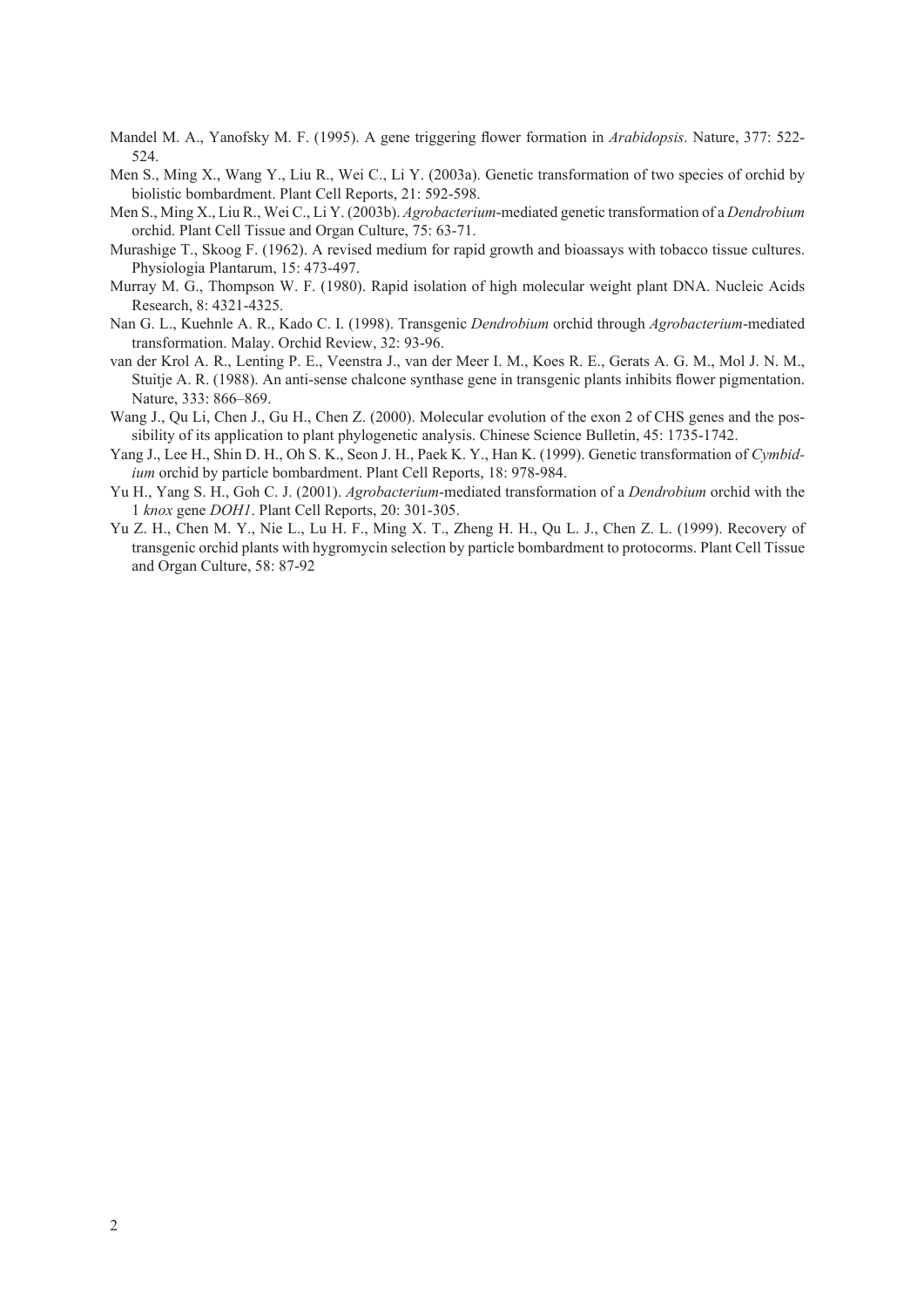Mandel M. A., Yanofsky M. F. (1995). A gene triggering flower formation in *Arabidopsis*. Nature, 377: 522-524.

Men S., Ming X., Wang Y., Liu R., Wei C., Li Y. (2003a). Genetic transformation of two species of orchid by biolistic bombardment. Plant Cell Reports, 21: 592-598.

Men S., Ming X., Liu R., Wei C., Li Y. (2003b). *Agrobacterium*-mediated genetic transformation of a *Dendrobium* orchid. Plant Cell Tissue and Organ Culture, 75: 63-71.

Murashige T., Skoog F. (1962). A revised medium for rapid growth and bioassays with tobacco tissue cultures. Physiologia Plantarum, 15: 473-497.

Murray M. G., Thompson W. F. (1980). Rapid isolation of high molecular weight plant DNA. Nucleic Acids Research, 8: 4321-4325.

Nan G. L., Kuehnle A. R., Kado C. I. (1998). Transgenic *Dendrobium* orchid through *Agrobacterium*-mediated transformation. Malay. Orchid Review, 32: 93-96.

van der Krol A. R., Lenting P. E., Veenstra J., van der Meer I. M., Koes R. E., Gerats A. G. M., Mol J. N. M., Stuitje A. R. (1988). An anti-sense chalcone synthase gene in transgenic plants inhibits flower pigmentation. Nature, 333: 866–869.

Wang J., Qu Li, Chen J., Gu H., Chen Z. (2000). Molecular evolution of the exon 2 of CHS genes and the possibility of its application to plant phylogenetic analysis. Chinese Science Bulletin, 45: 1735-1742.

Yang J., Lee H., Shin D. H., Oh S. K., Seon J. H., Paek K. Y., Han K. (1999). Genetic transformation of *Cymbidium* orchid by particle bombardment. Plant Cell Reports, 18: 978-984.

Yu H., Yang S. H., Goh C. J. (2001). *Agrobacterium*-mediated transformation of a *Dendrobium* orchid with the 1 *knox* gene *DOH1*. Plant Cell Reports, 20: 301-305.

Yu Z. H., Chen M. Y., Nie L., Lu H. F., Ming X. T., Zheng H. H., Qu L. J., Chen Z. L. (1999). Recovery of transgenic orchid plants with hygromycin selection by particle bombardment to protocorms. Plant Cell Tissue and Organ Culture, 58: 87-92